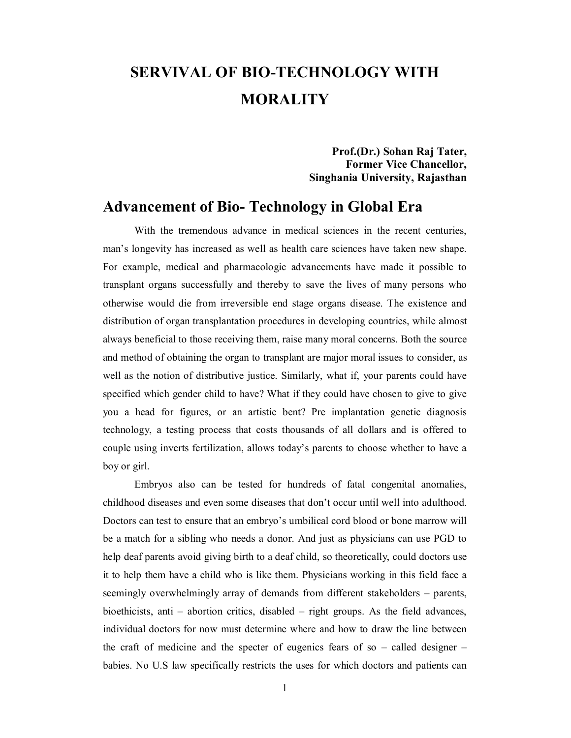# SERVIVAL OF BIO-TECHNOLOGY WITH MORALITY

**Prof.(Dr.) Sohan Raj Tater,**
**Former Vice Chancellor,**
**Singhania University, Rajasthan**

## Advancement of Bio- Technology in Global Era

With the tremendous advance in medical sciences in the recent centuries, man's longevity has increased as well as health care sciences have taken new shape. For example, medical and pharmacologic advancements have made it possible to transplant organs successfully and thereby to save the lives of many persons who otherwise would die from irreversible end stage organs disease. The existence and distribution of organ transplantation procedures in developing countries, while almost always beneficial to those receiving them, raise many moral concerns. Both the source and method of obtaining the organ to transplant are major moral issues to consider, as well as the notion of distributive justice. Similarly, what if, your parents could have specified which gender child to have? What if they could have chosen to give to give you a head for figures, or an artistic bent? Pre implantation genetic diagnosis technology, a testing process that costs thousands of all dollars and is offered to couple using inverts fertilization, allows today's parents to choose whether to have a boy or girl.

Embryos also can be tested for hundreds of fatal congenital anomalies, childhood diseases and even some diseases that don't occur until well into adulthood. Doctors can test to ensure that an embryo's umbilical cord blood or bone marrow will be a match for a sibling who needs a donor. And just as physicians can use PGD to help deaf parents avoid giving birth to a deaf child, so theoretically, could doctors use it to help them have a child who is like them. Physicians working in this field face a seemingly overwhelmingly array of demands from different stakeholders – parents, bioethicists, anti – abortion critics, disabled – right groups. As the field advances, individual doctors for now must determine where and how to draw the line between the craft of medicine and the specter of eugenics fears of so – called designer – babies. No U.S law specifically restricts the uses for which doctors and patients can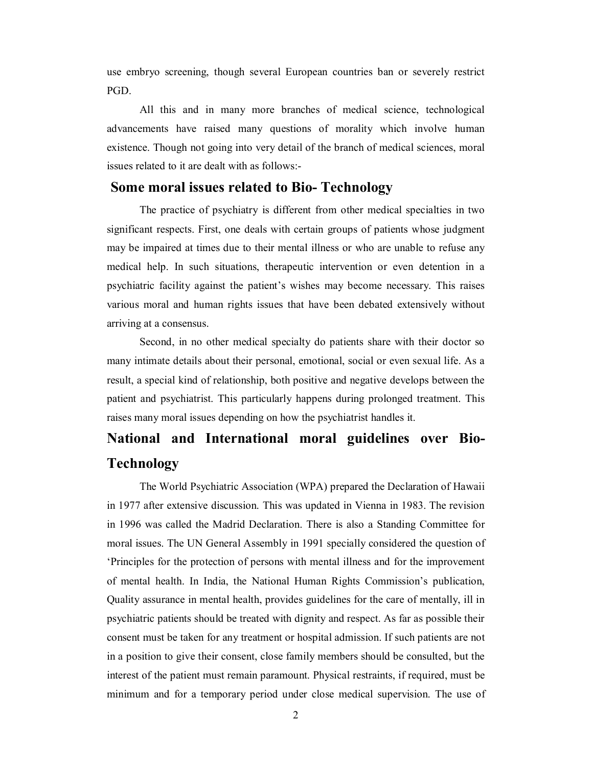use embryo screening, though several European countries ban or severely restrict PGD.

All this and in many more branches of medical science, technological advancements have raised many questions of morality which involve human existence. Though not going into very detail of the branch of medical sciences, moral issues related to it are dealt with as follows:-

## Some moral issues related to Bio- Technology

The practice of psychiatry is different from other medical specialties in two significant respects. First, one deals with certain groups of patients whose judgment may be impaired at times due to their mental illness or who are unable to refuse any medical help. In such situations, therapeutic intervention or even detention in a psychiatric facility against the patient's wishes may become necessary. This raises various moral and human rights issues that have been debated extensively without arriving at a consensus.

Second, in no other medical specialty do patients share with their doctor so many intimate details about their personal, emotional, social or even sexual life. As a result, a special kind of relationship, both positive and negative develops between the patient and psychiatrist. This particularly happens during prolonged treatment. This raises many moral issues depending on how the psychiatrist handles it.

## National and International moral guidelines over Bio-Technology

The World Psychiatric Association (WPA) prepared the Declaration of Hawaii in 1977 after extensive discussion. This was updated in Vienna in 1983. The revision in 1996 was called the Madrid Declaration. There is also a Standing Committee for moral issues. The UN General Assembly in 1991 specially considered the question of 'Principles for the protection of persons with mental illness and for the improvement of mental health. In India, the National Human Rights Commission's publication, Quality assurance in mental health, provides guidelines for the care of mentally, ill in psychiatric patients should be treated with dignity and respect. As far as possible their consent must be taken for any treatment or hospital admission. If such patients are not in a position to give their consent, close family members should be consulted, but the interest of the patient must remain paramount. Physical restraints, if required, must be minimum and for a temporary period under close medical supervision. The use of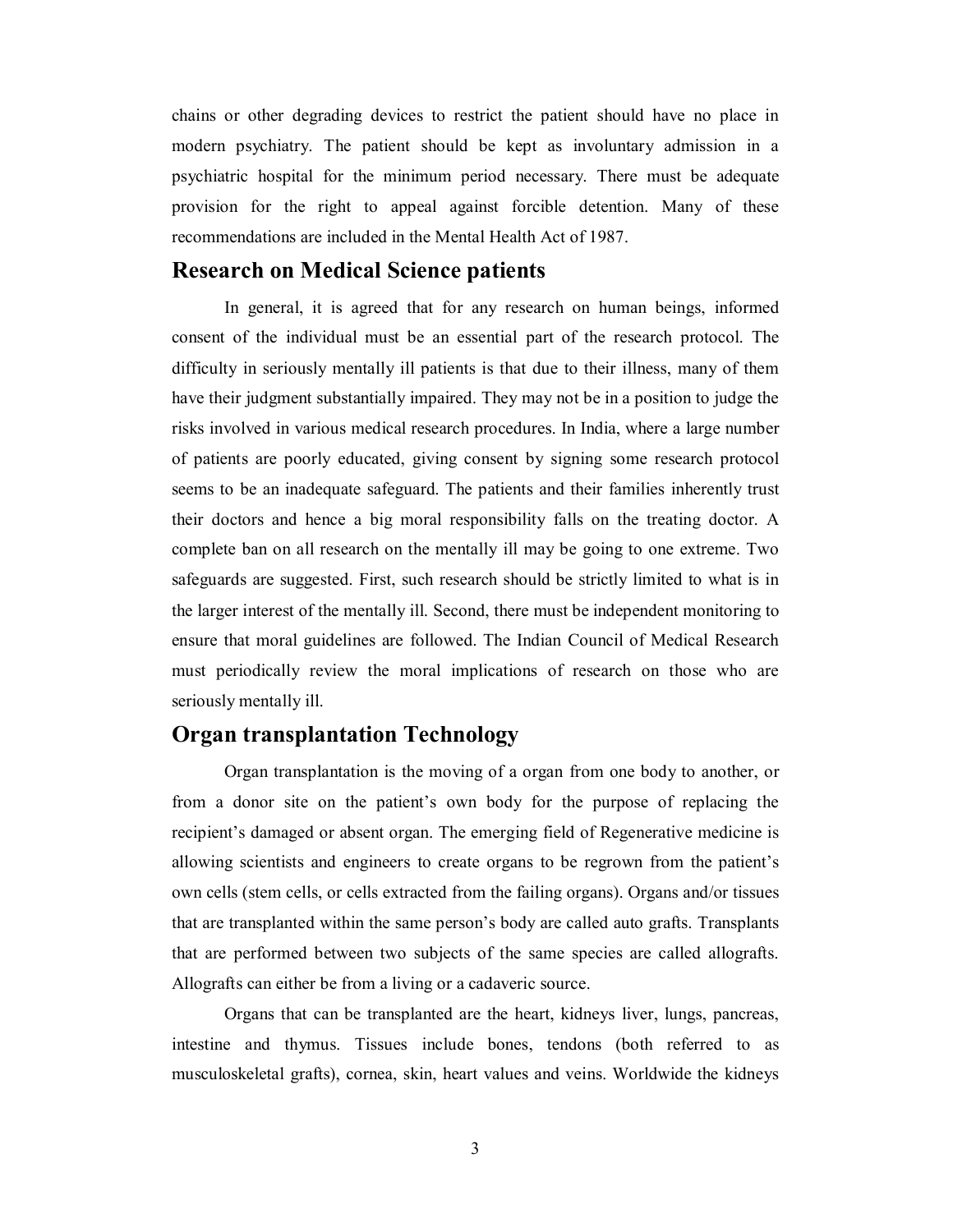chains or other degrading devices to restrict the patient should have no place in modern psychiatry. The patient should be kept as involuntary admission in a psychiatric hospital for the minimum period necessary. There must be adequate provision for the right to appeal against forcible detention. Many of these recommendations are included in the Mental Health Act of 1987.

## Research on Medical Science patients

In general, it is agreed that for any research on human beings, informed consent of the individual must be an essential part of the research protocol. The difficulty in seriously mentally ill patients is that due to their illness, many of them have their judgment substantially impaired. They may not be in a position to judge the risks involved in various medical research procedures. In India, where a large number of patients are poorly educated, giving consent by signing some research protocol seems to be an inadequate safeguard. The patients and their families inherently trust their doctors and hence a big moral responsibility falls on the treating doctor. A complete ban on all research on the mentally ill may be going to one extreme. Two safeguards are suggested. First, such research should be strictly limited to what is in the larger interest of the mentally ill. Second, there must be independent monitoring to ensure that moral guidelines are followed. The Indian Council of Medical Research must periodically review the moral implications of research on those who are seriously mentally ill.

## Organ transplantation Technology

Organ transplantation is the moving of a organ from one body to another, or from a donor site on the patient's own body for the purpose of replacing the recipient's damaged or absent organ. The emerging field of Regenerative medicine is allowing scientists and engineers to create organs to be regrown from the patient's own cells (stem cells, or cells extracted from the failing organs). Organs and/or tissues that are transplanted within the same person's body are called auto grafts. Transplants that are performed between two subjects of the same species are called allografts. Allografts can either be from a living or a cadaveric source.

Organs that can be transplanted are the heart, kidneys liver, lungs, pancreas, intestine and thymus. Tissues include bones, tendons (both referred to as musculoskeletal grafts), cornea, skin, heart values and veins. Worldwide the kidneys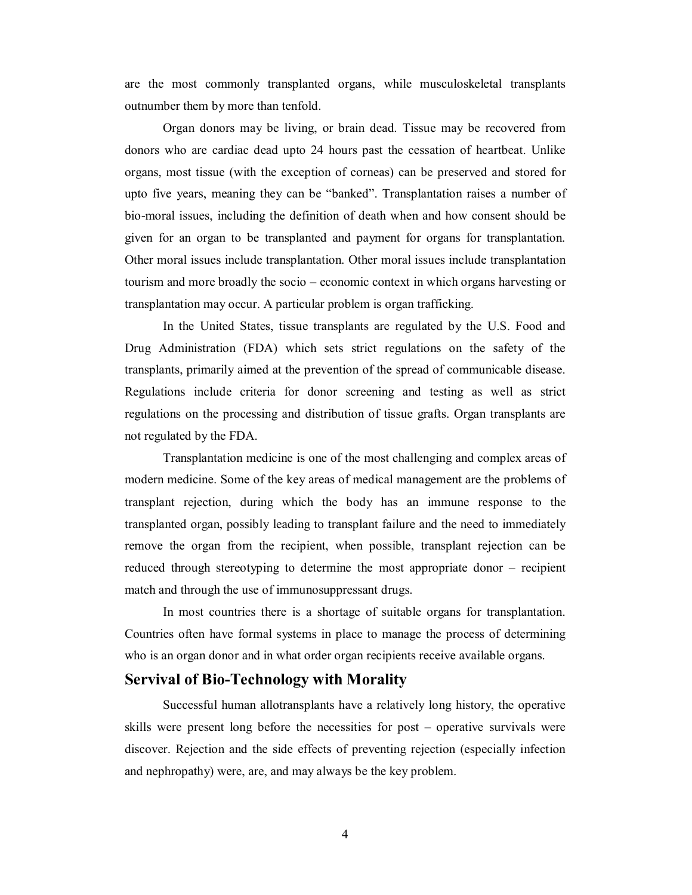are the most commonly transplanted organs, while musculoskeletal transplants outnumber them by more than tenfold.

Organ donors may be living, or brain dead. Tissue may be recovered from donors who are cardiac dead upto 24 hours past the cessation of heartbeat. Unlike organs, most tissue (with the exception of corneas) can be preserved and stored for upto five years, meaning they can be "banked". Transplantation raises a number of bio-moral issues, including the definition of death when and how consent should be given for an organ to be transplanted and payment for organs for transplantation. Other moral issues include transplantation. Other moral issues include transplantation tourism and more broadly the socio – economic context in which organs harvesting or transplantation may occur. A particular problem is organ trafficking.

In the United States, tissue transplants are regulated by the U.S. Food and Drug Administration (FDA) which sets strict regulations on the safety of the transplants, primarily aimed at the prevention of the spread of communicable disease. Regulations include criteria for donor screening and testing as well as strict regulations on the processing and distribution of tissue grafts. Organ transplants are not regulated by the FDA.

Transplantation medicine is one of the most challenging and complex areas of modern medicine. Some of the key areas of medical management are the problems of transplant rejection, during which the body has an immune response to the transplanted organ, possibly leading to transplant failure and the need to immediately remove the organ from the recipient, when possible, transplant rejection can be reduced through stereotyping to determine the most appropriate donor – recipient match and through the use of immunosuppressant drugs.

In most countries there is a shortage of suitable organs for transplantation. Countries often have formal systems in place to manage the process of determining who is an organ donor and in what order organ recipients receive available organs.

## Servival of Bio-Technology with Morality

Successful human allotransplants have a relatively long history, the operative skills were present long before the necessities for post – operative survivals were discover. Rejection and the side effects of preventing rejection (especially infection and nephropathy) were, are, and may always be the key problem.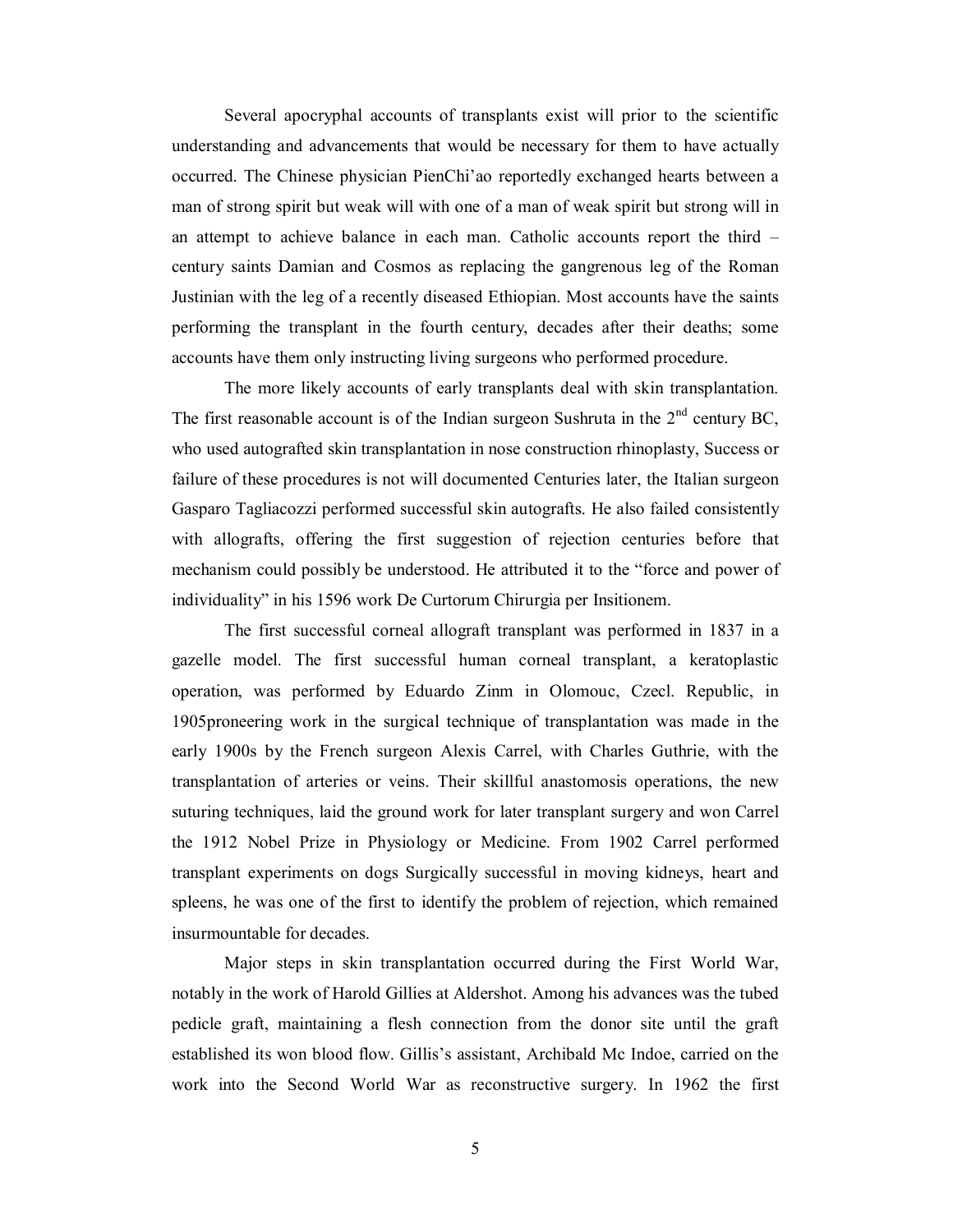Several apocryphal accounts of transplants exist will prior to the scientific understanding and advancements that would be necessary for them to have actually occurred. The Chinese physician PienChi'ao reportedly exchanged hearts between a man of strong spirit but weak will with one of a man of weak spirit but strong will in an attempt to achieve balance in each man. Catholic accounts report the third – century saints Damian and Cosmos as replacing the gangrenous leg of the Roman Justinian with the leg of a recently diseased Ethiopian. Most accounts have the saints performing the transplant in the fourth century, decades after their deaths; some accounts have them only instructing living surgeons who performed procedure.

The more likely accounts of early transplants deal with skin transplantation. The first reasonable account is of the Indian surgeon Sushruta in the 2nd century BC, who used autografted skin transplantation in nose construction rhinoplasty, Success or failure of these procedures is not will documented Centuries later, the Italian surgeon Gasparo Tagliacozzi performed successful skin autografts. He also failed consistently with allografts, offering the first suggestion of rejection centuries before that mechanism could possibly be understood. He attributed it to the "force and power of individuality" in his 1596 work De Curtorum Chirurgia per Insitionem.

The first successful corneal allograft transplant was performed in 1837 in a gazelle model. The first successful human corneal transplant, a keratoplastic operation, was performed by Eduardo Zinm in Olomouc, Czecl. Republic, in 1905proneering work in the surgical technique of transplantation was made in the early 1900s by the French surgeon Alexis Carrel, with Charles Guthrie, with the transplantation of arteries or veins. Their skillful anastomosis operations, the new suturing techniques, laid the ground work for later transplant surgery and won Carrel the 1912 Nobel Prize in Physiology or Medicine. From 1902 Carrel performed transplant experiments on dogs Surgically successful in moving kidneys, heart and spleens, he was one of the first to identify the problem of rejection, which remained insurmountable for decades.

Major steps in skin transplantation occurred during the First World War, notably in the work of Harold Gillies at Aldershot. Among his advances was the tubed pedicle graft, maintaining a flesh connection from the donor site until the graft established its won blood flow. Gillis's assistant, Archibald Mc Indoe, carried on the work into the Second World War as reconstructive surgery. In 1962 the first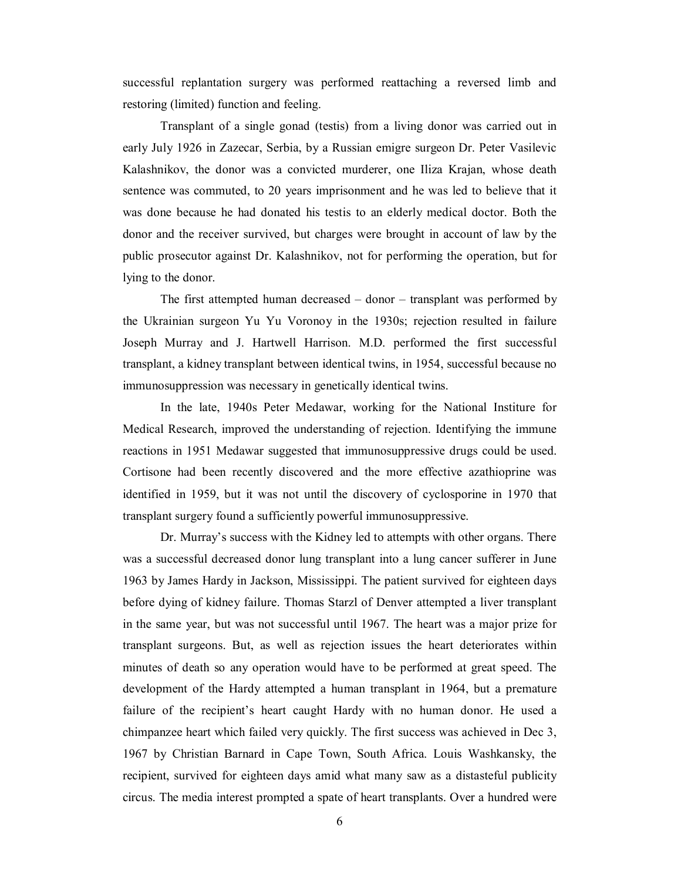successful replantation surgery was performed reattaching a reversed limb and restoring (limited) function and feeling.

Transplant of a single gonad (testis) from a living donor was carried out in early July 1926 in Zazecar, Serbia, by a Russian emigre surgeon Dr. Peter Vasilevic Kalashnikov, the donor was a convicted murderer, one Iliza Krajan, whose death sentence was commuted, to 20 years imprisonment and he was led to believe that it was done because he had donated his testis to an elderly medical doctor. Both the donor and the receiver survived, but charges were brought in account of law by the public prosecutor against Dr. Kalashnikov, not for performing the operation, but for lying to the donor.

The first attempted human decreased – donor – transplant was performed by the Ukrainian surgeon Yu Yu Voronoy in the 1930s; rejection resulted in failure Joseph Murray and J. Hartwell Harrison. M.D. performed the first successful transplant, a kidney transplant between identical twins, in 1954, successful because no immunosuppression was necessary in genetically identical twins.

In the late, 1940s Peter Medawar, working for the National Institute for Medical Research, improved the understanding of rejection. Identifying the immune reactions in 1951 Medawar suggested that immunosuppressive drugs could be used. Cortisone had been recently discovered and the more effective azathioprine was identified in 1959, but it was not until the discovery of cyclosporine in 1970 that transplant surgery found a sufficiently powerful immunosuppressive.

Dr. Murray's success with the Kidney led to attempts with other organs. There was a successful decreased donor lung transplant into a lung cancer sufferer in June 1963 by James Hardy in Jackson, Mississippi. The patient survived for eighteen days before dying of kidney failure. Thomas Starzl of Denver attempted a liver transplant in the same year, but was not successful until 1967. The heart was a major prize for transplant surgeons. But, as well as rejection issues the heart deteriorates within minutes of death so any operation would have to be performed at great speed. The development of the Hardy attempted a human transplant in 1964, but a premature failure of the recipient's heart caught Hardy with no human donor. He used a chimpanzee heart which failed very quickly. The first success was achieved in Dec 3, 1967 by Christian Barnard in Cape Town, South Africa. Louis Washkansky, the recipient, survived for eighteen days amid what many saw as a distasteful publicity circus. The media interest prompted a spate of heart transplants. Over a hundred were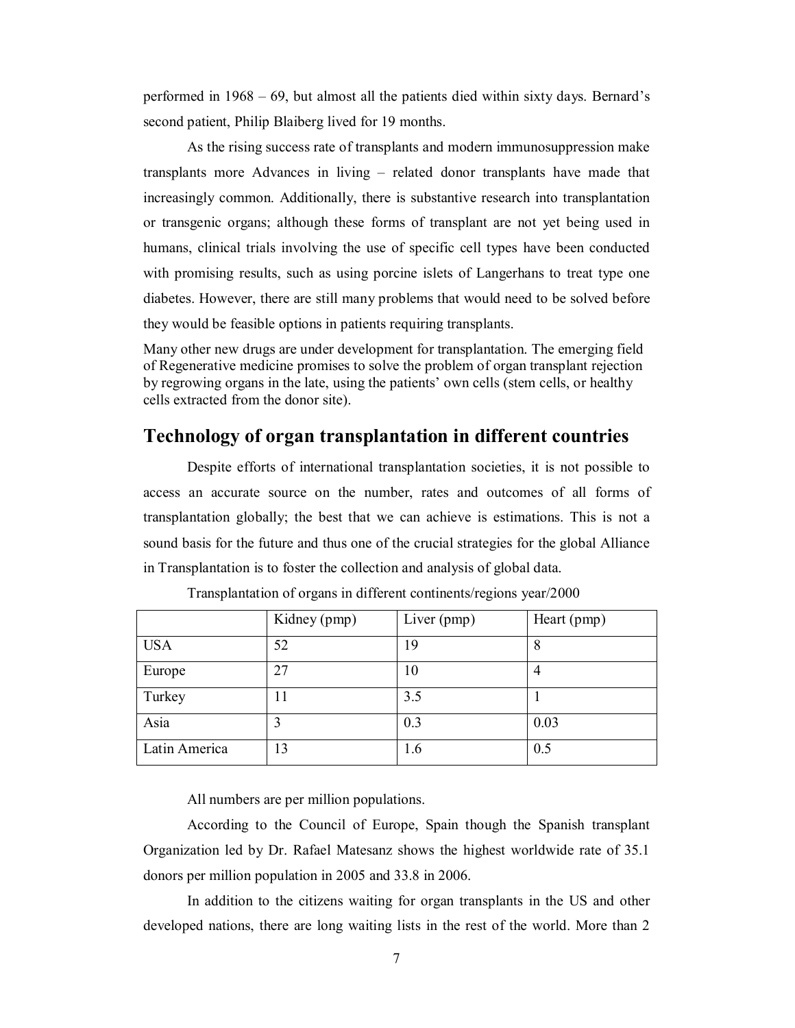performed in 1968 – 69, but almost all the patients died within sixty days. Bernard's second patient, Philip Blaiberg lived for 19 months.

As the rising success rate of transplants and modern immunosuppression make transplants more Advances in living – related donor transplants have made that increasingly common. Additionally, there is substantive research into transplantation or transgenic organs; although these forms of transplant are not yet being used in humans, clinical trials involving the use of specific cell types have been conducted with promising results, such as using porcine islets of Langerhans to treat type one diabetes. However, there are still many problems that would need to be solved before they would be feasible options in patients requiring transplants.

Many other new drugs are under development for transplantation. The emerging field of Regenerative medicine promises to solve the problem of organ transplant rejection by regrowing organs in the late, using the patients' own cells (stem cells, or healthy cells extracted from the donor site).

## Technology of organ transplantation in different countries

Despite efforts of international transplantation societies, it is not possible to access an accurate source on the number, rates and outcomes of all forms of transplantation globally; the best that we can achieve is estimations. This is not a sound basis for the future and thus one of the crucial strategies for the global Alliance in Transplantation is to foster the collection and analysis of global data.

Transplantation of organs in different continents/regions year/2000

| | Kidney (pmp) | Liver (pmp) | Heart (pmp) |
|---|---|---|---|
| USA | 52 | 19 | 8 |
| Europe | 27 | 10 | 4 |
| Turkey | 11 | 3.5 | 1 |
| Asia | 3 | 0.3 | 0.03 |
| Latin America | 13 | 1.6 | 0.5 |

All numbers are per million populations.

According to the Council of Europe, Spain though the Spanish transplant Organization led by Dr. Rafael Matesanz shows the highest worldwide rate of 35.1 donors per million population in 2005 and 33.8 in 2006.

In addition to the citizens waiting for organ transplants in the US and other developed nations, there are long waiting lists in the rest of the world. More than 2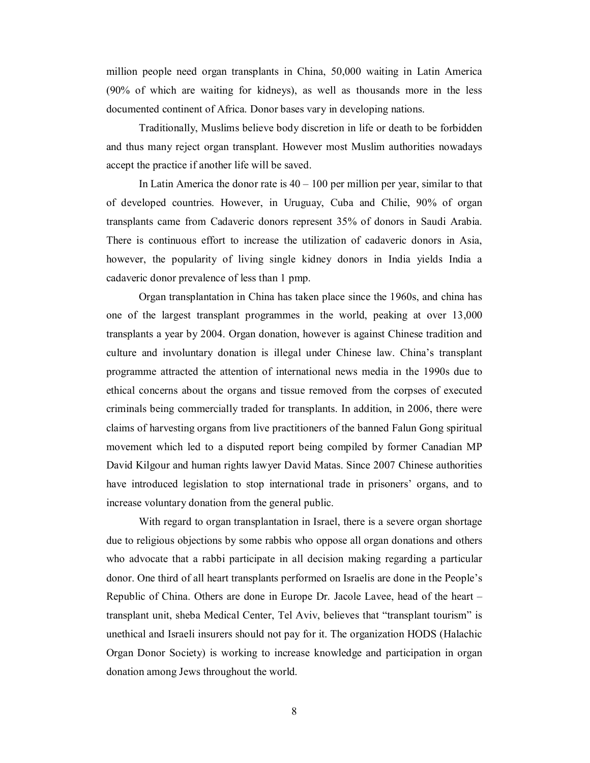million people need organ transplants in China, 50,000 waiting in Latin America (90% of which are waiting for kidneys), as well as thousands more in the less documented continent of Africa. Donor bases vary in developing nations.

Traditionally, Muslims believe body discretion in life or death to be forbidden and thus many reject organ transplant. However most Muslim authorities nowadays accept the practice if another life will be saved.

In Latin America the donor rate is 40 – 100 per million per year, similar to that of developed countries. However, in Uruguay, Cuba and Chilie, 90% of organ transplants came from Cadaveric donors represent 35% of donors in Saudi Arabia. There is continuous effort to increase the utilization of cadaveric donors in Asia, however, the popularity of living single kidney donors in India yields India a cadaveric donor prevalence of less than 1 pmp.

Organ transplantation in China has taken place since the 1960s, and china has one of the largest transplant programmes in the world, peaking at over 13,000 transplants a year by 2004. Organ donation, however is against Chinese tradition and culture and involuntary donation is illegal under Chinese law. China's transplant programme attracted the attention of international news media in the 1990s due to ethical concerns about the organs and tissue removed from the corpses of executed criminals being commercially traded for transplants. In addition, in 2006, there were claims of harvesting organs from live practitioners of the banned Falun Gong spiritual movement which led to a disputed report being compiled by former Canadian MP David Kilgour and human rights lawyer David Matas. Since 2007 Chinese authorities have introduced legislation to stop international trade in prisoners' organs, and to increase voluntary donation from the general public.

With regard to organ transplantation in Israel, there is a severe organ shortage due to religious objections by some rabbis who oppose all organ donations and others who advocate that a rabbi participate in all decision making regarding a particular donor. One third of all heart transplants performed on Israelis are done in the People's Republic of China. Others are done in Europe Dr. Jacole Lavee, head of the heart – transplant unit, sheba Medical Center, Tel Aviv, believes that "transplant tourism" is unethical and Israeli insurers should not pay for it. The organization HODS (Halachic Organ Donor Society) is working to increase knowledge and participation in organ donation among Jews throughout the world.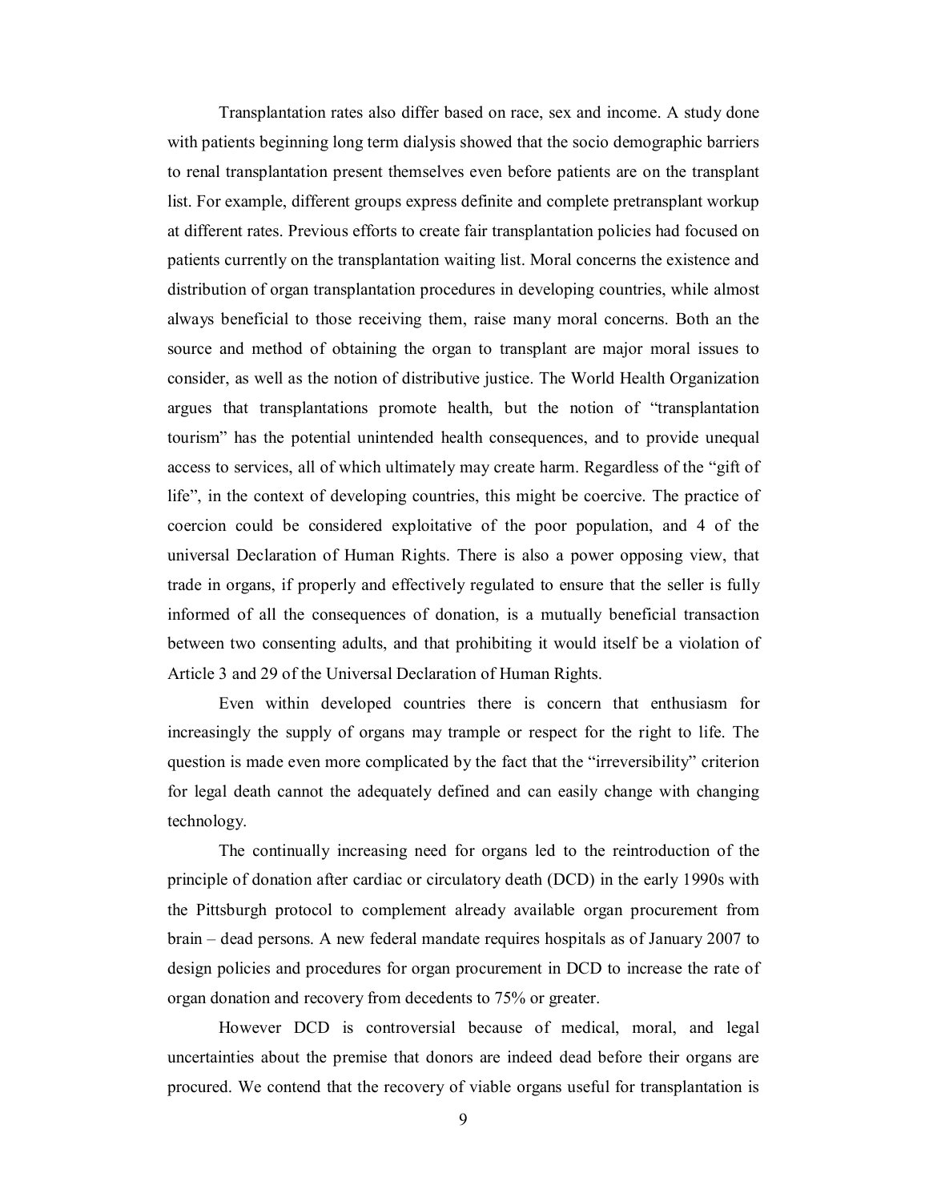Transplantation rates also differ based on race, sex and income. A study done with patients beginning long term dialysis showed that the socio demographic barriers to renal transplantation present themselves even before patients are on the transplant list. For example, different groups express definite and complete pretransplant workup at different rates. Previous efforts to create fair transplantation policies had focused on patients currently on the transplantation waiting list. Moral concerns the existence and distribution of organ transplantation procedures in developing countries, while almost always beneficial to those receiving them, raise many moral concerns. Both an the source and method of obtaining the organ to transplant are major moral issues to consider, as well as the notion of distributive justice. The World Health Organization argues that transplantations promote health, but the notion of "transplantation tourism" has the potential unintended health consequences, and to provide unequal access to services, all of which ultimately may create harm. Regardless of the "gift of life", in the context of developing countries, this might be coercive. The practice of coercion could be considered exploitative of the poor population, and 4 of the universal Declaration of Human Rights. There is also a power opposing view, that trade in organs, if properly and effectively regulated to ensure that the seller is fully informed of all the consequences of donation, is a mutually beneficial transaction between two consenting adults, and that prohibiting it would itself be a violation of Article 3 and 29 of the Universal Declaration of Human Rights.

Even within developed countries there is concern that enthusiasm for increasingly the supply of organs may trample or respect for the right to life. The question is made even more complicated by the fact that the "irreversibility" criterion for legal death cannot the adequately defined and can easily change with changing technology.

The continually increasing need for organs led to the reintroduction of the principle of donation after cardiac or circulatory death (DCD) in the early 1990s with the Pittsburgh protocol to complement already available organ procurement from brain – dead persons. A new federal mandate requires hospitals as of January 2007 to design policies and procedures for organ procurement in DCD to increase the rate of organ donation and recovery from decedents to 75% or greater.

However DCD is controversial because of medical, moral, and legal uncertainties about the premise that donors are indeed dead before their organs are procured. We contend that the recovery of viable organs useful for transplantation is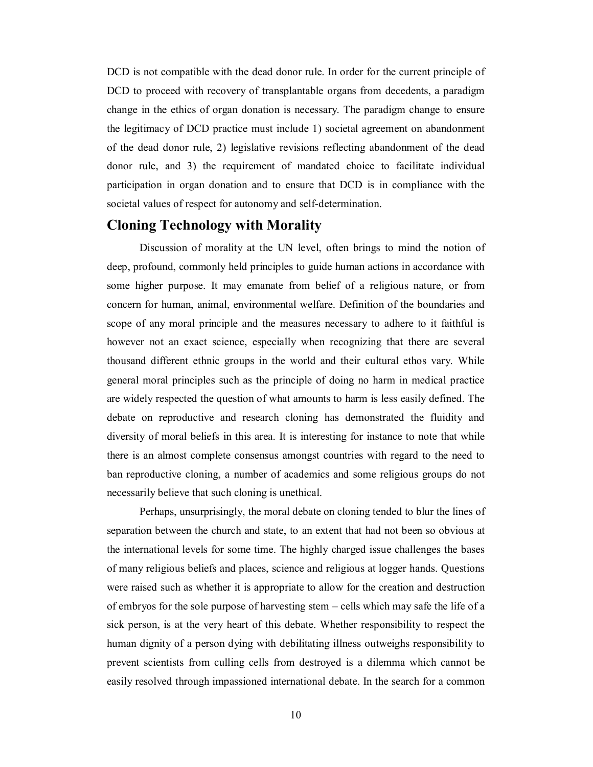DCD is not compatible with the dead donor rule. In order for the current principle of DCD to proceed with recovery of transplantable organs from decedents, a paradigm change in the ethics of organ donation is necessary. The paradigm change to ensure the legitimacy of DCD practice must include 1) societal agreement on abandonment of the dead donor rule, 2) legislative revisions reflecting abandonment of the dead donor rule, and 3) the requirement of mandated choice to facilitate individual participation in organ donation and to ensure that DCD is in compliance with the societal values of respect for autonomy and self-determination.

## Cloning Technology with Morality

Discussion of morality at the UN level, often brings to mind the notion of deep, profound, commonly held principles to guide human actions in accordance with some higher purpose. It may emanate from belief of a religious nature, or from concern for human, animal, environmental welfare. Definition of the boundaries and scope of any moral principle and the measures necessary to adhere to it faithful is however not an exact science, especially when recognizing that there are several thousand different ethnic groups in the world and their cultural ethos vary. While general moral principles such as the principle of doing no harm in medical practice are widely respected the question of what amounts to harm is less easily defined. The debate on reproductive and research cloning has demonstrated the fluidity and diversity of moral beliefs in this area. It is interesting for instance to note that while there is an almost complete consensus amongst countries with regard to the need to ban reproductive cloning, a number of academics and some religious groups do not necessarily believe that such cloning is unethical.

Perhaps, unsurprisingly, the moral debate on cloning tended to blur the lines of separation between the church and state, to an extent that had not been so obvious at the international levels for some time. The highly charged issue challenges the bases of many religious beliefs and places, science and religious at logger hands. Questions were raised such as whether it is appropriate to allow for the creation and destruction of embryos for the sole purpose of harvesting stem – cells which may safe the life of a sick person, is at the very heart of this debate. Whether responsibility to respect the human dignity of a person dying with debilitating illness outweighs responsibility to prevent scientists from culling cells from destroyed is a dilemma which cannot be easily resolved through impassioned international debate. In the search for a common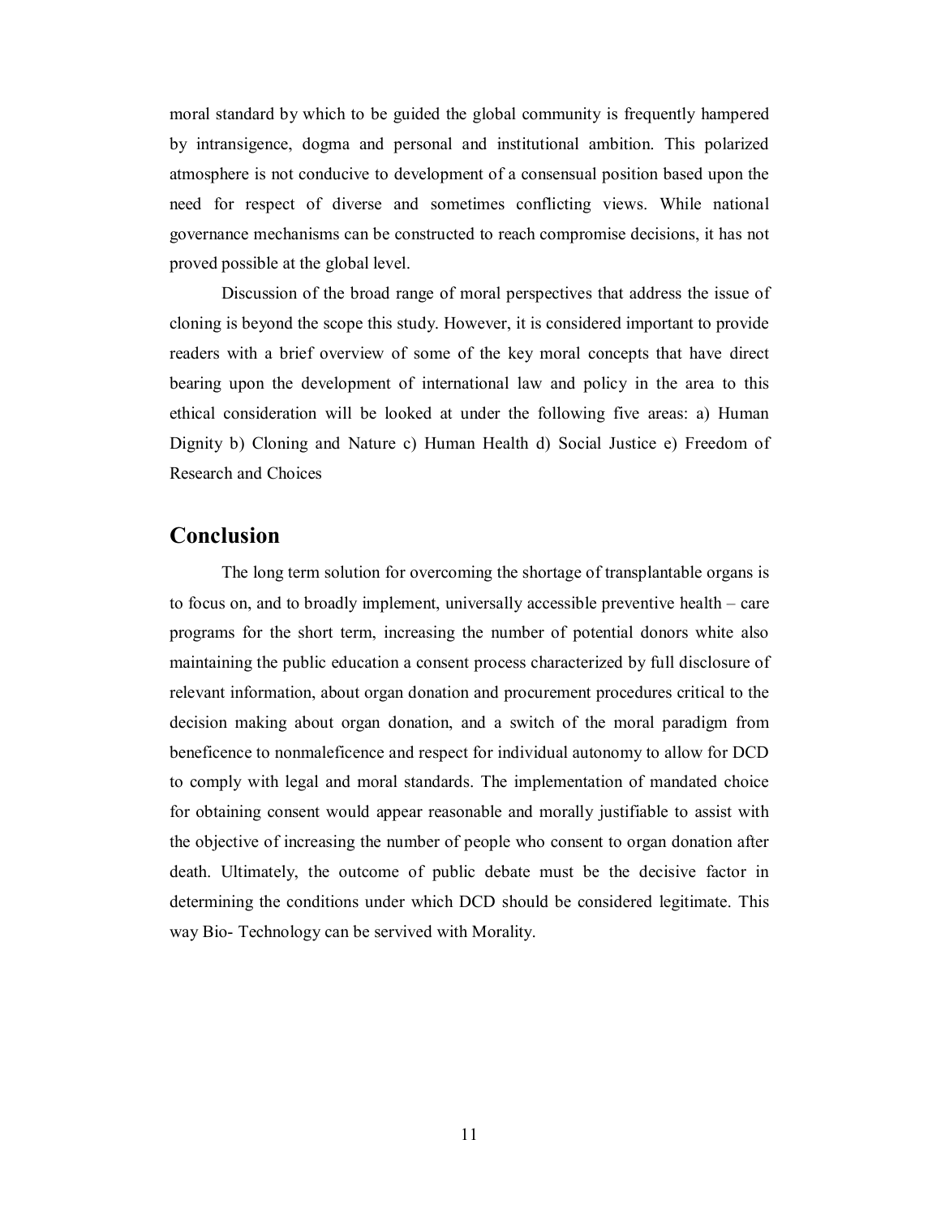moral standard by which to be guided the global community is frequently hampered by intransigence, dogma and personal and institutional ambition. This polarized atmosphere is not conducive to development of a consensual position based upon the need for respect of diverse and sometimes conflicting views. While national governance mechanisms can be constructed to reach compromise decisions, it has not proved possible at the global level.

Discussion of the broad range of moral perspectives that address the issue of cloning is beyond the scope this study. However, it is considered important to provide readers with a brief overview of some of the key moral concepts that have direct bearing upon the development of international law and policy in the area to this ethical consideration will be looked at under the following five areas: a) Human Dignity b) Cloning and Nature c) Human Health d) Social Justice e) Freedom of Research and Choices

## Conclusion

The long term solution for overcoming the shortage of transplantable organs is to focus on, and to broadly implement, universally accessible preventive health – care programs for the short term, increasing the number of potential donors white also maintaining the public education a consent process characterized by full disclosure of relevant information, about organ donation and procurement procedures critical to the decision making about organ donation, and a switch of the moral paradigm from beneficence to nonmaleficence and respect for individual autonomy to allow for DCD to comply with legal and moral standards. The implementation of mandated choice for obtaining consent would appear reasonable and morally justifiable to assist with the objective of increasing the number of people who consent to organ donation after death. Ultimately, the outcome of public debate must be the decisive factor in determining the conditions under which DCD should be considered legitimate. This way Bio- Technology can be servived with Morality.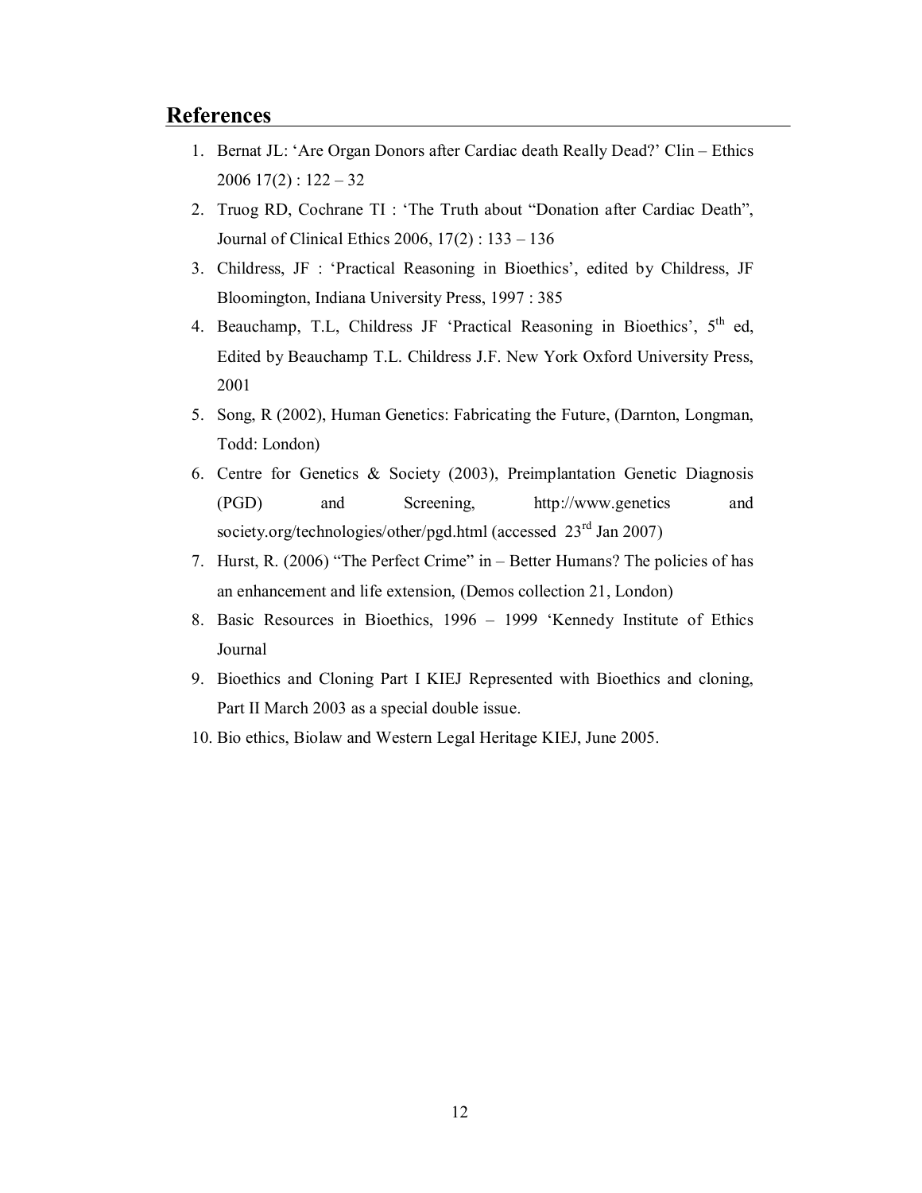## References

1. Bernat JL: 'Are Organ Donors after Cardiac death Really Dead?' Clin – Ethics 2006 17(2) : 122 – 32
2. Truog RD, Cochrane TI : 'The Truth about "Donation after Cardiac Death", Journal of Clinical Ethics 2006, 17(2) : 133 – 136
3. Childress, JF : 'Practical Reasoning in Bioethics', edited by Childress, JF Bloomington, Indiana University Press, 1997 : 385
4. Beauchamp, T.L, Childress JF 'Practical Reasoning in Bioethics', 5th ed, Edited by Beauchamp T.L. Childress J.F. New York Oxford University Press, 2001
5. Song, R (2002), Human Genetics: Fabricating the Future, (Darnton, Longman, Todd: London)
6. Centre for Genetics & Society (2003), Preimplantation Genetic Diagnosis (PGD) and Screening, http://www.genetics and society.org/technologies/other/pgd.html (accessed 23rd Jan 2007)
7. Hurst, R. (2006) "The Perfect Crime" in – Better Humans? The policies of has an enhancement and life extension, (Demos collection 21, London)
8. Basic Resources in Bioethics, 1996 – 1999 'Kennedy Institute of Ethics Journal
9. Bioethics and Cloning Part I KIEJ Represented with Bioethics and cloning, Part II March 2003 as a special double issue.
10. Bio ethics, Biolaw and Western Legal Heritage KIEJ, June 2005.